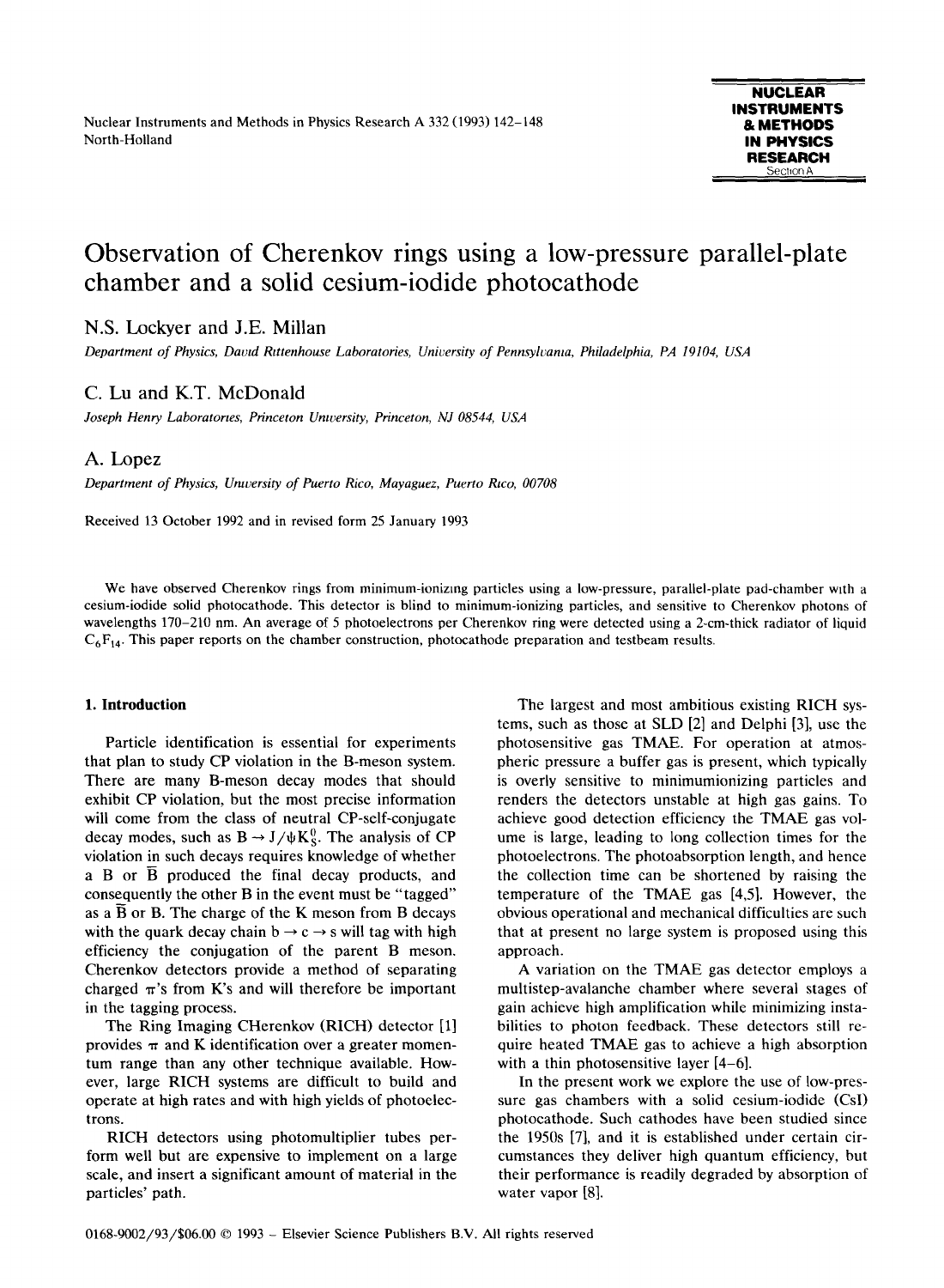# Observation of Cherenkov rings using a low-pressure parallel-plate chamber and a solid cesium-iodide photocathode

N.S. Lockyer and J.E. Millan

*Department of Physics, David Rittenhouse Laboratories, University of Pennsylvania, Philadelphia, PA 19104, USA*

C. Lu and K.T. McDonald

*Joseph Henry Laboratories, Princeton University, Princeton, NJ 08544, USA*

A. Lopez

*Department of Physics, University of Puerto Rico, Mayaguez, Puerto Rico, 00708*

Received 13 October 1992 and in revised form 25 January 1993

We have observed Cherenkov rings from minimum-ionizing particles using a low-pressure, parallel-plate pad-chamber with a cesium-iodide solid photocathode. This detector is blind to minimum-ionizing particles, and sensitive to Cherenkov photons of wavelengths 170–210 nm. An average of 5 photoelectrons per Cherenkov ring were detected using a 2-cm-thick radiator of liquid $C_6F_{14}$. This paper reports on the chamber construction, photocathode preparation and testbeam results.

## 1. Introduction

Particle identification is essential for experiments that plan to study CP violation in the B-meson system. There are many B-meson decay modes that should exhibit CP violation, but the most precise information will come from the class of neutral CP-self-conjugate decay modes, such as $B \to J/\psi K_S^0$. The analysis of CP violation in such decays requires knowledge of whether a B or $\bar{B}$ produced the final decay products, and consequently the other B in the event must be "tagged" as a $\bar{B}$ or B. The charge of the K meson from B decays with the quark decay chain $b \to c \to s$ will tag with high efficiency the conjugation of the parent B meson. Cherenkov detectors provide a method of separating charged $\pi$'s from K's and will therefore be important in the tagging process.

The Ring Imaging CHerenkov (RICH) detector [1] provides $\pi$ and K identification over a greater momentum range than any other technique available. However, large RICH systems are difficult to build and operate at high rates and with high yields of photoelectrons.

RICH detectors using photomultiplier tubes perform well but are expensive to implement on a large scale, and insert a significant amount of material in the particles' path.

The largest and most ambitious existing RICH systems, such as those at SLD [2] and Delphi [3], use the photosensitive gas TMAE. For operation at atmospheric pressure a buffer gas is present, which typically is overly sensitive to minimumionizing particles and renders the detectors unstable at high gas gains. To achieve good detection efficiency the TMAE gas volume is large, leading to long collection times for the photoelectrons. The photoabsorption length, and hence the collection time can be shortened by raising the temperature of the TMAE gas [4,5]. However, the obvious operational and mechanical difficulties are such that at present no large system is proposed using this approach.

A variation on the TMAE gas detector employs a multistep-avalanche chamber where several stages of gain achieve high amplification while minimizing instabilities to photon feedback. These detectors still require heated TMAE gas to achieve a high absorption with a thin photosensitive layer [4–6].

In the present work we explore the use of low-pressure gas chambers with a solid cesium-iodide (CsI) photocathode. Such cathodes have been studied since the 1950s [7], and it is established under certain circumstances they deliver high quantum efficiency, but their performance is readily degraded by absorption of water vapor [8].

0168-9002/93/$06.00 © 1993 – Elsevier Science Publishers B.V. All rights reserved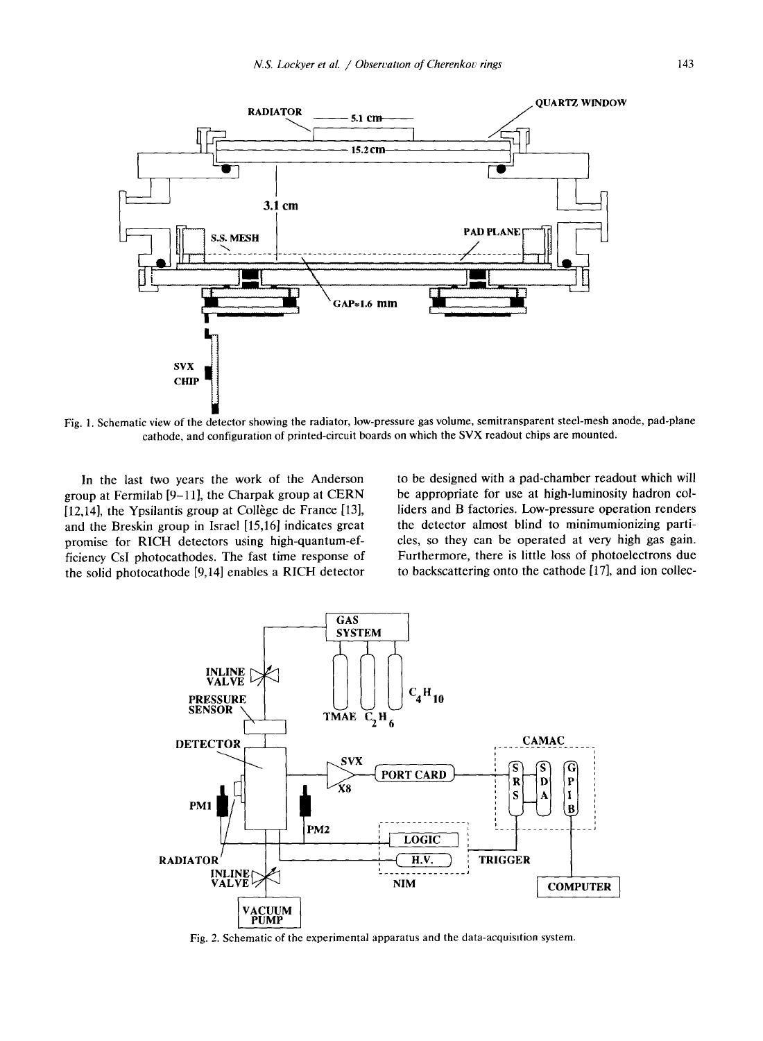Fig. 1. Schematic view of the detector showing the radiator, low-pressure gas volume, semitransparent steel-mesh anode, pad-plane cathode, and configuration of printed-circuit boards on which the SVX readout chips are mounted.

In the last two years the work of the Anderson group at Fermilab [9–11], the Charpak group at CERN [12,14], the Ypsilantis group at Collège de France [13], and the Breskin group in Israel [15,16] indicates great promise for RICH detectors using high-quantum-efficiency CsI photocathodes. The fast time response of the solid photocathode [9,14] enables a RICH detector to be designed with a pad-chamber readout which will be appropriate for use at high-luminosity hadron colliders and B factories. Low-pressure operation renders the detector almost blind to minimumionizing particles, so they can be operated at very high gas gain. Furthermore, there is little loss of photoelectrons due to backscattering onto the cathode [17], and ion collec-

Fig. 2. Schematic of the experimental apparatus and the data-acquisition system.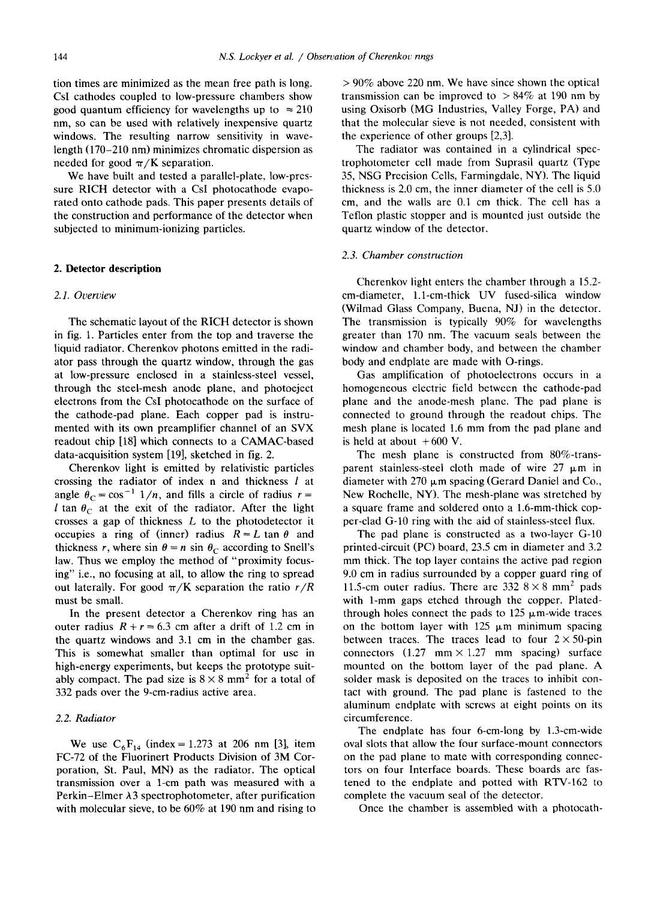tion times are minimized as the mean free path is long. CsI cathodes coupled to low-pressure chambers show good quantum efficiency for wavelengths up to ≈ 210 nm, so can be used with relatively inexpensive quartz windows. The resulting narrow sensitivity in wavelength (170–210 nm) minimizes chromatic dispersion as needed for good $\pi/K$ separation.

We have built and tested a parallel-plate, low-pressure RICH detector with a CsI photocathode evaporated onto cathode pads. This paper presents details of the construction and performance of the detector when subjected to minimum-ionizing particles.

## 2. Detector description

### 2.1. Overview

The schematic layout of the RICH detector is shown in fig. 1. Particles enter from the top and traverse the liquid radiator. Cherenkov photons emitted in the radiator pass through the quartz window, through the gas at low-pressure enclosed in a stainless-steel vessel, through the steel-mesh anode plane, and photoeject electrons from the CsI photocathode on the surface of the cathode-pad plane. Each copper pad is instrumented with its own preamplifier channel of an SVX readout chip [18] which connects to a CAMAC-based data-acquisition system [19], sketched in fig. 2.

Cherenkov light is emitted by relativistic particles crossing the radiator of index n and thickness $l$ at angle $\theta_C = \cos^{-1} 1/n$, and fills a circle of radius $r = l \tan \theta_C$ at the exit of the radiator. After the light crosses a gap of thickness $L$ to the photodetector it occupies a ring of (inner) radius $R = L \tan \theta$ and thickness $r$, where $\sin \theta = n \sin \theta_C$ according to Snell's law. Thus we employ the method of "proximity focusing" i.e., no focusing at all, to allow the ring to spread out laterally. For good $\pi/K$ separation the ratio $r/R$ must be small.

In the present detector a Cherenkov ring has an outer radius $R + r = 6.3$ cm after a drift of 1.2 cm in the quartz windows and 3.1 cm in the chamber gas. This is somewhat smaller than optimal for use in high-energy experiments, but keeps the prototype suitably compact. The pad size is $8 \times 8$ mm$^2$ for a total of 332 pads over the 9-cm-radius active area.

### 2.2. Radiator

We use $C_6F_{14}$ (index = 1.273 at 206 nm [3], item FC-72 of the Fluorinert Products Division of 3M Corporation, St. Paul, MN) as the radiator. The optical transmission over a 1-cm path was measured with a Perkin–Elmer λ3 spectrophotometer, after purification with molecular sieve, to be 60% at 190 nm and rising to > 90% above 220 nm. We have since shown the optical transmission can be improved to > 84% at 190 nm by using Oxisorb (MG Industries, Valley Forge, PA) and that the molecular sieve is not needed, consistent with the experience of other groups [2,3].

The radiator was contained in a cylindrical spectrophotometer cell made from Suprasil quartz (Type 35, NSG Precision Cells, Farmingdale, NY). The liquid thickness is 2.0 cm, the inner diameter of the cell is 5.0 cm, and the walls are 0.1 cm thick. The cell has a Teflon plastic stopper and is mounted just outside the quartz window of the detector.

### 2.3. Chamber construction

Cherenkov light enters the chamber through a 15.2-cm-diameter, 1.1-cm-thick UV fused-silica window (Wilmad Glass Company, Buena, NJ) in the detector. The transmission is typically 90% for wavelengths greater than 170 nm. The vacuum seals between the window and chamber body, and between the chamber body and endplate are made with O-rings.

Gas amplification of photoelectrons occurs in a homogeneous electric field between the cathode-pad plane and the anode-mesh plane. The pad plane is connected to ground through the readout chips. The mesh plane is located 1.6 mm from the pad plane and is held at about +600 V.

The mesh plane is constructed from 80%-transparent stainless-steel cloth made of wire 27 μm in diameter with 270 μm spacing (Gerard Daniel and Co., New Rochelle, NY). The mesh-plane was stretched by a square frame and soldered onto a 1.6-mm-thick copper-clad G-10 ring with the aid of stainless-steel flux.

The pad plane is constructed as a two-layer G-10 printed-circuit (PC) board, 23.5 cm in diameter and 3.2 mm thick. The top layer contains the active pad region 9.0 cm in radius surrounded by a copper guard ring of 11.5-cm outer radius. There are 332 $8 \times 8$ mm$^2$ pads with 1-mm gaps etched through the copper. Plated-through holes connect the pads to 125 μm-wide traces on the bottom layer with 125 μm minimum spacing between traces. The traces lead to four $2 \times 50$-pin connectors (1.27 mm × 1.27 mm spacing) surface mounted on the bottom layer of the pad plane. A solder mask is deposited on the traces to inhibit contact with ground. The pad plane is fastened to the aluminum endplate with screws at eight points on its circumference.

The endplate has four 6-cm-long by 1.3-cm-wide oval slots that allow the four surface-mount connectors on the pad plane to mate with corresponding connectors on four Interface boards. These boards are fastened to the endplate and potted with RTV-162 to complete the vacuum seal of the detector.

Once the chamber is assembled with a photocath-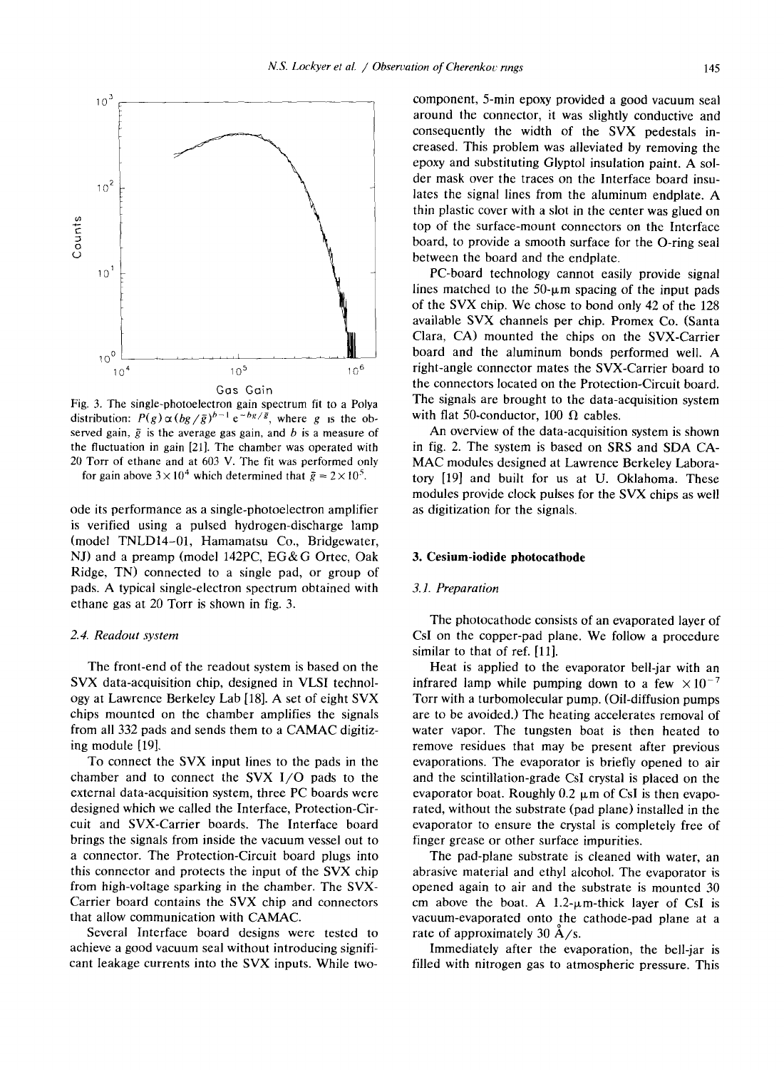Fig. 3. The single-photoelectron gain spectrum fit to a Polya distribution: $P(g) \propto (bg/\bar{g})^{b-1} e^{-bg/\bar{g}}$, where $g$ is the observed gain, $\bar{g}$ is the average gas gain, and $b$ is a measure of the fluctuation in gain [21]. The chamber was operated with 20 Torr of ethane and at 603 V. The fit was performed only for gain above $3 \times 10^4$ which determined that $\bar{g} = 2 \times 10^5$.

ode its performance as a single-photoelectron amplifier is verified using a pulsed hydrogen-discharge lamp (model TNLD14-01, Hamamatsu Co., Bridgewater, NJ) and a preamp (model 142PC, EG&G Ortec, Oak Ridge, TN) connected to a single pad, or group of pads. A typical single-electron spectrum obtained with ethane gas at 20 Torr is shown in fig. 3.

### 2.4. Readout system

The front-end of the readout system is based on the SVX data-acquisition chip, designed in VLSI technology at Lawrence Berkeley Lab [18]. A set of eight SVX chips mounted on the chamber amplifies the signals from all 332 pads and sends them to a CAMAC digitizing module [19].

To connect the SVX input lines to the pads in the chamber and to connect the SVX I/O pads to the external data-acquisition system, three PC boards were designed which we called the Interface, Protection-Circuit and SVX-Carrier boards. The Interface board brings the signals from inside the vacuum vessel out to a connector. The Protection-Circuit board plugs into this connector and protects the input of the SVX chip from high-voltage sparking in the chamber. The SVX-Carrier board contains the SVX chip and connectors that allow communication with CAMAC.

Several Interface board designs were tested to achieve a good vacuum seal without introducing significant leakage currents into the SVX inputs. While two-component, 5-min epoxy provided a good vacuum seal around the connector, it was slightly conductive and consequently the width of the SVX pedestals increased. This problem was alleviated by removing the epoxy and substituting Glyptol insulation paint. A solder mask over the traces on the Interface board insulates the signal lines from the aluminum endplate. A thin plastic cover with a slot in the center was glued on top of the surface-mount connectors on the Interface board, to provide a smooth surface for the O-ring seal between the board and the endplate.

PC-board technology cannot easily provide signal lines matched to the 50-μm spacing of the input pads of the SVX chip. We chose to bond only 42 of the 128 available SVX channels per chip. Promex Co. (Santa Clara, CA) mounted the chips on the SVX-Carrier board and the aluminum bonds performed well. A right-angle connector mates the SVX-Carrier board to the connectors located on the Protection-Circuit board. The signals are brought to the data-acquisition system with flat 50-conductor, 100 Ω cables.

An overview of the data-acquisition system is shown in fig. 2. The system is based on SRS and SDA CAMAC modules designed at Lawrence Berkeley Laboratory [19] and built for us at U. Oklahoma. These modules provide clock pulses for the SVX chips as well as digitization for the signals.

## 3. Cesium-iodide photocathode

### 3.1. Preparation

The photocathode consists of an evaporated layer of CsI on the copper-pad plane. We follow a procedure similar to that of ref. [11].

Heat is applied to the evaporator bell-jar with an infrared lamp while pumping down to a few $\times 10^{-7}$ Torr with a turbomolecular pump. (Oil-diffusion pumps are to be avoided.) The heating accelerates removal of water vapor. The tungsten boat is then heated to remove residues that may be present after previous evaporations. The evaporator is briefly opened to air and the scintillation-grade CsI crystal is placed on the evaporator boat. Roughly 0.2 μm of CsI is then evaporated, without the substrate (pad plane) installed in the evaporator to ensure the crystal is completely free of finger grease or other surface impurities.

The pad-plane substrate is cleaned with water, an abrasive material and ethyl alcohol. The evaporator is opened again to air and the substrate is mounted 30 cm above the boat. A 1.2-μm-thick layer of CsI is vacuum-evaporated onto the cathode-pad plane at a rate of approximately 30 Å/s.

Immediately after the evaporation, the bell-jar is filled with nitrogen gas to atmospheric pressure. This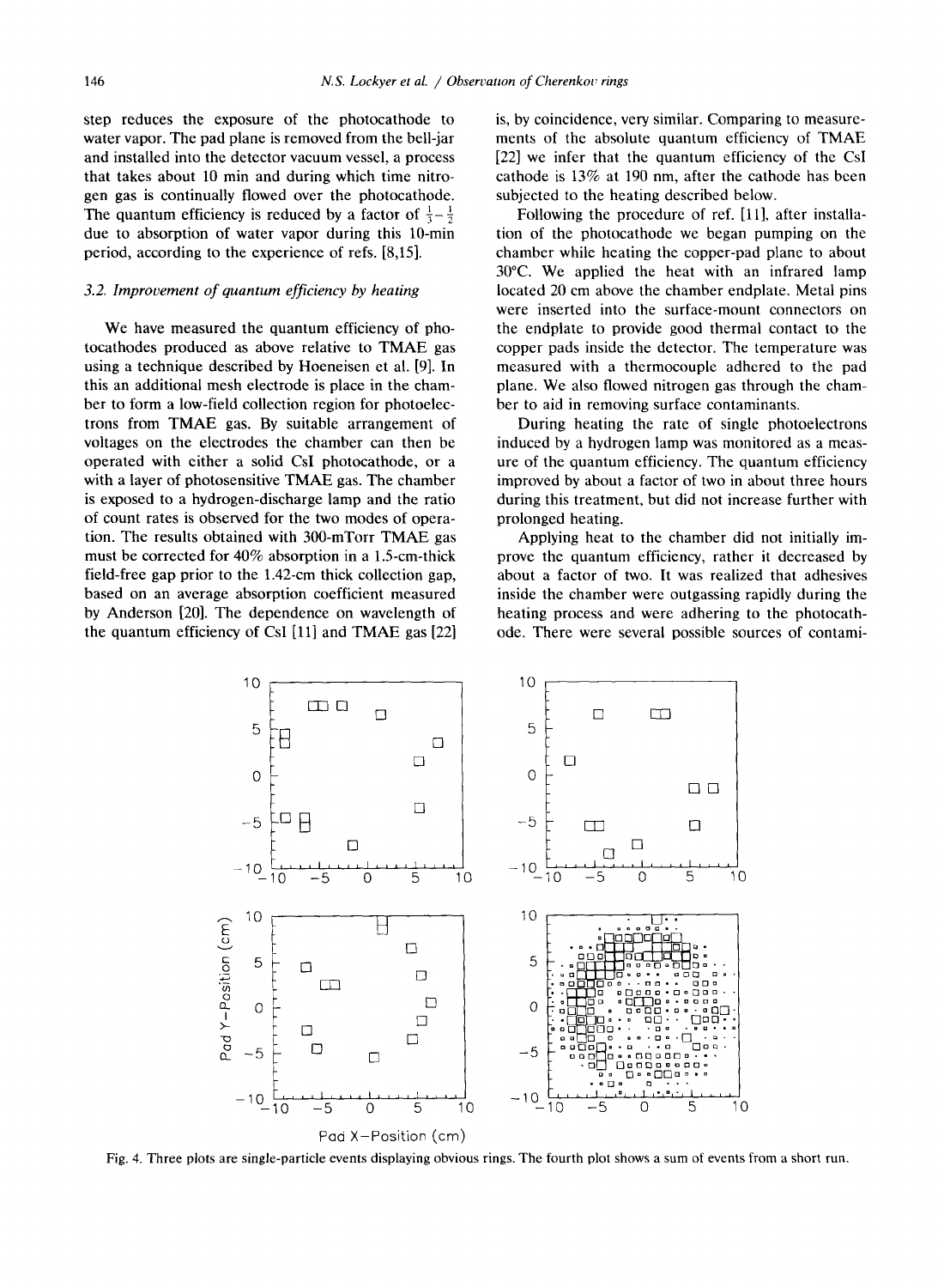step reduces the exposure of the photocathode to water vapor. The pad plane is removed from the bell-jar and installed into the detector vacuum vessel, a process that takes about 10 min and during which time nitrogen gas is continually flowed over the photocathode. The quantum efficiency is reduced by a factor of $\frac{1}{3}-\frac{1}{2}$ due to absorption of water vapor during this 10-min period, according to the experience of refs. [8,15].

### 3.2. Improvement of quantum efficiency by heating

We have measured the quantum efficiency of photocathodes produced as above relative to TMAE gas using a technique described by Hoeneisen et al. [9]. In this an additional mesh electrode is place in the chamber to form a low-field collection region for photoelectrons from TMAE gas. By suitable arrangement of voltages on the electrodes the chamber can then be operated with either a solid CsI photocathode, or a with a layer of photosensitive TMAE gas. The chamber is exposed to a hydrogen-discharge lamp and the ratio of count rates is observed for the two modes of operation. The results obtained with 300-mTorr TMAE gas must be corrected for 40% absorption in a 1.5-cm-thick field-free gap prior to the 1.42-cm thick collection gap, based on an average absorption coefficient measured by Anderson [20]. The dependence on wavelength of the quantum efficiency of CsI [11] and TMAE gas [22] is, by coincidence, very similar. Comparing to measurements of the absolute quantum efficiency of TMAE [22] we infer that the quantum efficiency of the CsI cathode is 13% at 190 nm, after the cathode has been subjected to the heating described below.

Following the procedure of ref. [11], after installation of the photocathode we began pumping on the chamber while heating the copper-pad plane to about 30°C. We applied the heat with an infrared lamp located 20 cm above the chamber endplate. Metal pins were inserted into the surface-mount connectors on the endplate to provide good thermal contact to the copper pads inside the detector. The temperature was measured with a thermocouple adhered to the pad plane. We also flowed nitrogen gas through the chamber to aid in removing surface contaminants.

During heating the rate of single photoelectrons induced by a hydrogen lamp was monitored as a measure of the quantum efficiency. The chamber efficiency improved by about a factor of two in about three hours during this treatment, but did not increase further with prolonged heating.

Applying heat to the chamber did not initially improve the quantum efficiency, rather it decreased by about a factor of two. It was realized that adhesives inside the chamber were outgassing rapidly during the heating process and were adhering to the photocathode. There were several possible sources of contami-

Fig. 4. Three plots are single-particle events displaying obvious rings. The fourth plot shows a sum of events from a short run.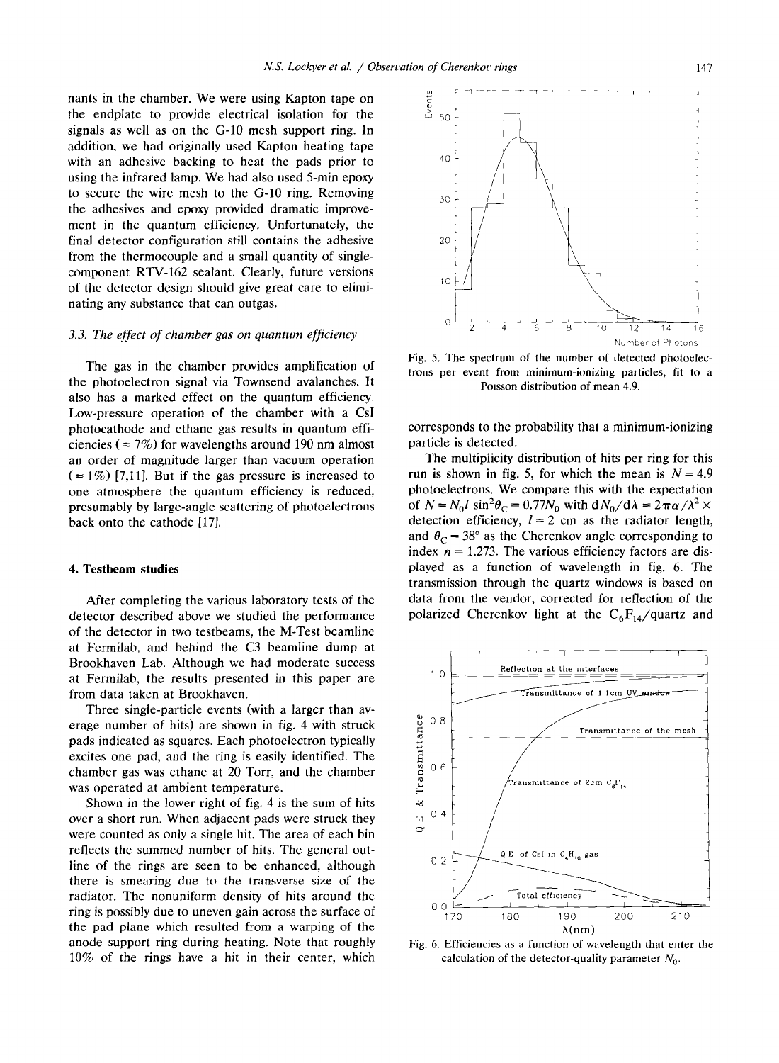nants in the chamber. We were using Kapton tape on the endplate to provide electrical isolation for the signals as well as on the G-10 mesh support ring. In addition, we had originally used Kapton heating tape with an adhesive backing to heat the pads prior to using the infrared lamp. We had also used 5-min epoxy to secure the wire mesh to the G-10 ring. Removing the adhesives and epoxy provided dramatic improvement in the quantum efficiency. Unfortunately, the final detector configuration still contains the adhesive from the thermocouple and a small quantity of single-component RTV-162 sealant. Clearly, future versions of the detector design should give great care to eliminating any substance that can outgas.

### 3.3. The effect of chamber gas on quantum efficiency

The gas in the chamber provides amplification of the photoelectron signal via Townsend avalanches. It also has a marked effect on the quantum efficiency. Low-pressure operation of the chamber with a CsI photocathode and ethane gas results in quantum efficiencies ($\approx 7\%$) for wavelengths around 190 nm almost an order of magnitude larger than vacuum operation ($\approx 1\%$) [7,11]. But if the gas pressure is increased to one atmosphere the quantum efficiency is reduced, presumably by large-angle scattering of photoelectrons back onto the cathode [17].

## 4. Testbeam studies

After completing the various laboratory tests of the detector described above we studied the performance of the detector in two testbeams, the M-Test beamline at Fermilab, and behind the C3 beamline dump at Brookhaven Lab. Although we had moderate success at Fermilab, the results presented in this paper are from data taken at Brookhaven.

Three single-particle events (with a larger than average number of hits) are shown in fig. 4 with struck pads indicated as squares. Each photoelectron typically excites one pad, and the ring is easily identified. The chamber gas was ethane at 20 Torr, and the chamber was operated at ambient temperature.

Shown in the lower-right of fig. 4 is the sum of hits over a short run. When adjacent pads were struck they were counted as only a single hit. The area of each bin reflects the summed number of hits. The general outline of the rings are seen to be enhanced, although there is smearing due to the transverse size of the radiator. The nonuniform density of hits around the ring is possibly due to uneven gain across the surface of the pad plane which resulted from a warping of the anode support ring during heating. Note that roughly 10% of the rings have a hit in their center, which corresponds to the probability that a minimum-ionizing particle is detected.

Fig. 5. The spectrum of the number of detected photoelectrons per event from minimum-ionizing particles, fit to a Poisson distribution of mean 4.9.

The multiplicity distribution of hits per ring for this run is shown in fig. 5, for which the mean is $N = 4.9$ photoelectrons. We compare this with the expectation of $N = N_0 l \sin^2\theta_C = 0.77 N_0$ with $dN_0/d\lambda = 2\pi\alpha/\lambda^2 \times$ detection efficiency, $l = 2$ cm as the radiator length, and $\theta_C = 38°$ as the Cherenkov angle corresponding to index $n = 1.273$. The various efficiency factors are displayed as a function of wavelength in fig. 6. The transmission through the quartz windows is based on data from the vendor, corrected for reflection of the polarized Cherenkov light at the $C_6F_{14}$/quartz and

Fig. 6. Efficiencies as a function of wavelength that enter the calculation of the detector-quality parameter $N_0$.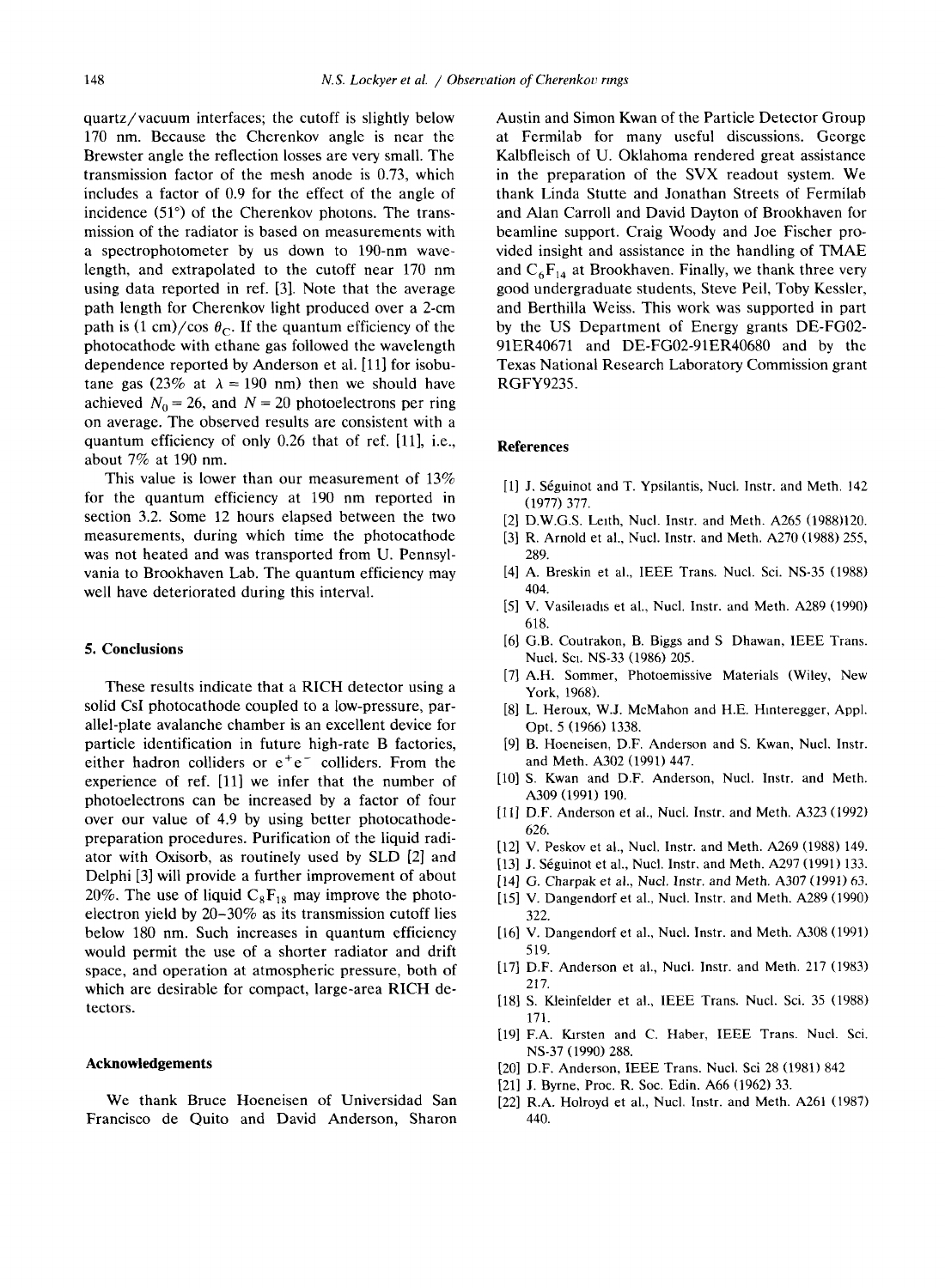quartz/vacuum interfaces; the cutoff is slightly below 170 nm. Because the Cherenkov angle is near the Brewster angle the reflection losses are very small. The transmission factor of the mesh anode is 0.73, which includes a factor of 0.9 for the effect of the angle of incidence (51°) of the Cherenkov photons. The transmission of the radiator is based on measurements with a spectrophotometer by us down to 190-nm wavelength, and extrapolated to the cutoff near 170 nm using data reported in ref. [3]. Note that the average path length for Cherenkov light produced over a 2-cm path is (1 cm)/cos $\theta_C$. If the quantum efficiency of the photocathode with ethane gas followed the wavelength dependence reported by Anderson et al. [11] for isobutane gas (23% at $\lambda = 190$ nm) then we should have achieved $N_0 = 26$, and $N = 20$ photoelectrons per ring on average. The observed results are consistent with a quantum efficiency of only 0.26 that of ref. [11], i.e., about 7% at 190 nm.

This value is lower than our measurement of 13% for the quantum efficiency at 190 nm reported in section 3.2. Some 12 hours elapsed between the two measurements, during which time the photocathode was not heated and was transported from U. Pennsylvania to Brookhaven Lab. The quantum efficiency may well have deteriorated during this interval.

## 5. Conclusions

These results indicate that a RICH detector using a solid CsI photocathode coupled to a low-pressure, parallel-plate avalanche chamber is an excellent device for particle identification in future high-rate B factories, either hadron colliders or $e^+e^-$ colliders. From the experience of ref. [11] we infer that the number of photoelectrons can be increased by a factor of four over our value of 4.9 by using better photocathode-preparation procedures. Purification of the liquid radiator with Oxisorb, as routinely used by SLD [2] and Delphi [3] will provide a further improvement of about 20%. The use of liquid $C_8F_{18}$ may improve the photoelectron yield by 20–30% as its transmission cutoff lies below 180 nm. Such increases in quantum efficiency would permit the use of a shorter radiator and drift space, and operation at atmospheric pressure, both of which are desirable for compact, large-area RICH detectors.

## Acknowledgements

We thank Bruce Hoeneisen of Universidad San Francisco de Quito and David Anderson, Sharon Austin and Simon Kwan of the Particle Detector Group at Fermilab for many useful discussions. George Kalbfleisch of U. Oklahoma rendered great assistance in the preparation of the SVX readout system. We thank Linda Stutte and Jonathan Streets of Fermilab and Alan Carroll and David Dayton of Brookhaven for beamline support. Craig Woody and Joe Fischer provided insight and assistance in the handling of TMAE and $C_6F_{14}$ at Brookhaven. Finally, we thank three very good undergraduate students, Steve Peil, Toby Kessler, and Berthilla Weiss. This work was supported in part by the US Department of Energy grants DE-FG02-91ER40671 and DE-FG02-91ER40680 and by the Texas National Research Laboratory Commission grant RGFY9235.

## References

[1] J. Séguinot and T. Ypsilantis, Nucl. Instr. and Meth. 142 (1977) 377.

[2] D.W.G.S. Leith, Nucl. Instr. and Meth. A265 (1988)120.

[3] R. Arnold et al., Nucl. Instr. and Meth. A270 (1988) 255, 289.

[4] A. Breskin et al., IEEE Trans. Nucl. Sci. NS-35 (1988) 404.

[5] V. Vasileiadis et al., Nucl. Instr. and Meth. A289 (1990) 618.

[6] G.B. Coutrakon, B. Biggs and S Dhawan, IEEE Trans. Nucl. Sci. NS-33 (1986) 205.

[7] A.H. Sommer, Photoemissive Materials (Wiley, New York, 1968).

[8] L. Heroux, W.J. McMahon and H.E. Hinteregger, Appl. Opt. 5 (1966) 1338.

[9] B. Hoeneisen, D.F. Anderson and S. Kwan, Nucl. Instr. and Meth. A302 (1991) 447.

[10] S. Kwan and D.F. Anderson, Nucl. Instr. and Meth. A309 (1991) 190.

[11] D.F. Anderson et al., Nucl. Instr. and Meth. A323 (1992) 626.

[12] V. Peskov et al., Nucl. Instr. and Meth. A269 (1988) 149.

[13] J. Séguinot et al., Nucl. Instr. and Meth. A297 (1991) 133.

[14] G. Charpak et al., Nucl. Instr. and Meth. A307 (1991) 63.

[15] V. Dangendorf et al., Nucl. Instr. and Meth. A289 (1990) 322.

[16] V. Dangendorf et al., Nucl. Instr. and Meth. A308 (1991) 519.

[17] D.F. Anderson et al., Nucl. Instr. and Meth. 217 (1983) 217.

[18] S. Kleinfelder et al., IEEE Trans. Nucl. Sci. 35 (1988) 171.

[19] F.A. Kirsten and C. Haber, IEEE Trans. Nucl. Sci. NS-37 (1990) 288.

[20] D.F. Anderson, IEEE Trans. Nucl. Sci 28 (1981) 842

[21] J. Byrne, Proc. R. Soc. Edin. A66 (1962) 33.

[22] R.A. Holroyd et al., Nucl. Instr. and Meth. A261 (1987) 440.